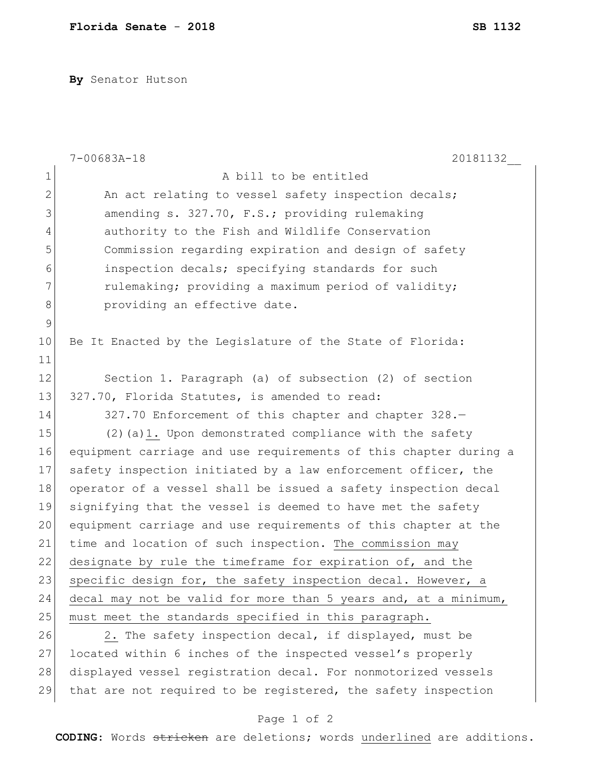**Florida Senate** - **2018** **SB 1132**

**By** Senator Hutson

7-00683A-18 20181132__

A bill to be entitled

An act relating to vessel safety inspection decals; amending s. 327.70, F.S.; providing rulemaking authority to the Fish and Wildlife Conservation Commission regarding expiration and design of safety inspection decals; specifying standards for such rulemaking; providing a maximum period of validity; providing an effective date.

Be It Enacted by the Legislature of the State of Florida:

Section 1. Paragraph (a) of subsection (2) of section 327.70, Florida Statutes, is amended to read:

327.70 Enforcement of this chapter and chapter 328.—

(2)(a)<u>1.</u> Upon demonstrated compliance with the safety equipment carriage and use requirements of this chapter during a safety inspection initiated by a law enforcement officer, the operator of a vessel shall be issued a safety inspection decal signifying that the vessel is deemed to have met the safety equipment carriage and use requirements of this chapter at the time and location of such inspection. <u>The commission may designate by rule the timeframe for expiration of, and the specific design for, the safety inspection decal. However, a decal may not be valid for more than 5 years and, at a minimum, must meet the standards specified in this paragraph.</u>

<u>2.</u> The safety inspection decal, if displayed, must be located within 6 inches of the inspected vessel's properly displayed vessel registration decal. For nonmotorized vessels that are not required to be registered, the safety inspection

**CODING:** Words ~~stricken~~ are deletions; words <u>underlined</u> are additions.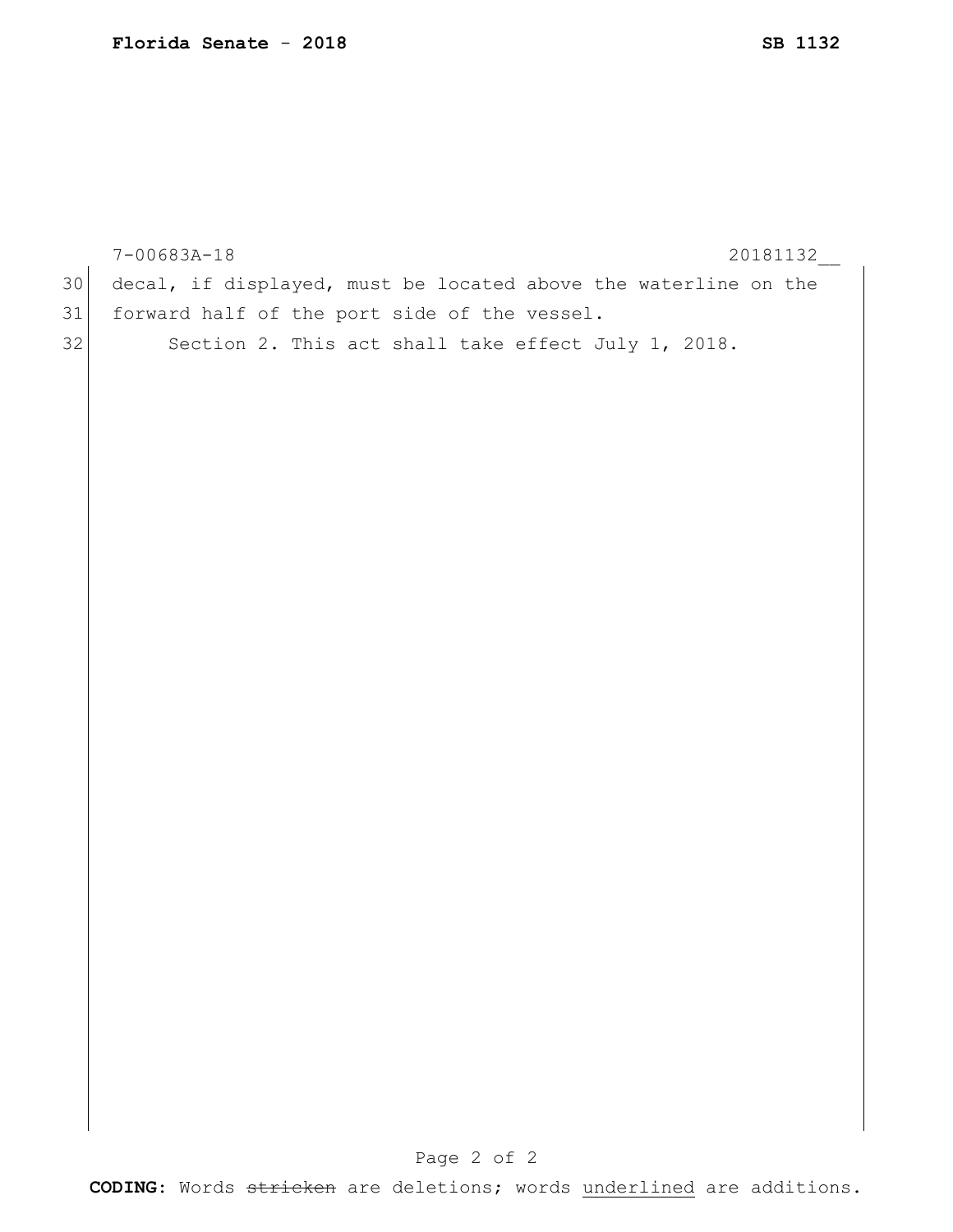7-00683A-18 20181132__

30 decal, if displayed, must be located above the waterline on the
31 forward half of the port side of the vessel.
32 Section 2. This act shall take effect July 1, 2018.

**CODING:** Words ~~stricken~~ are deletions; words <u>underlined</u> are additions.